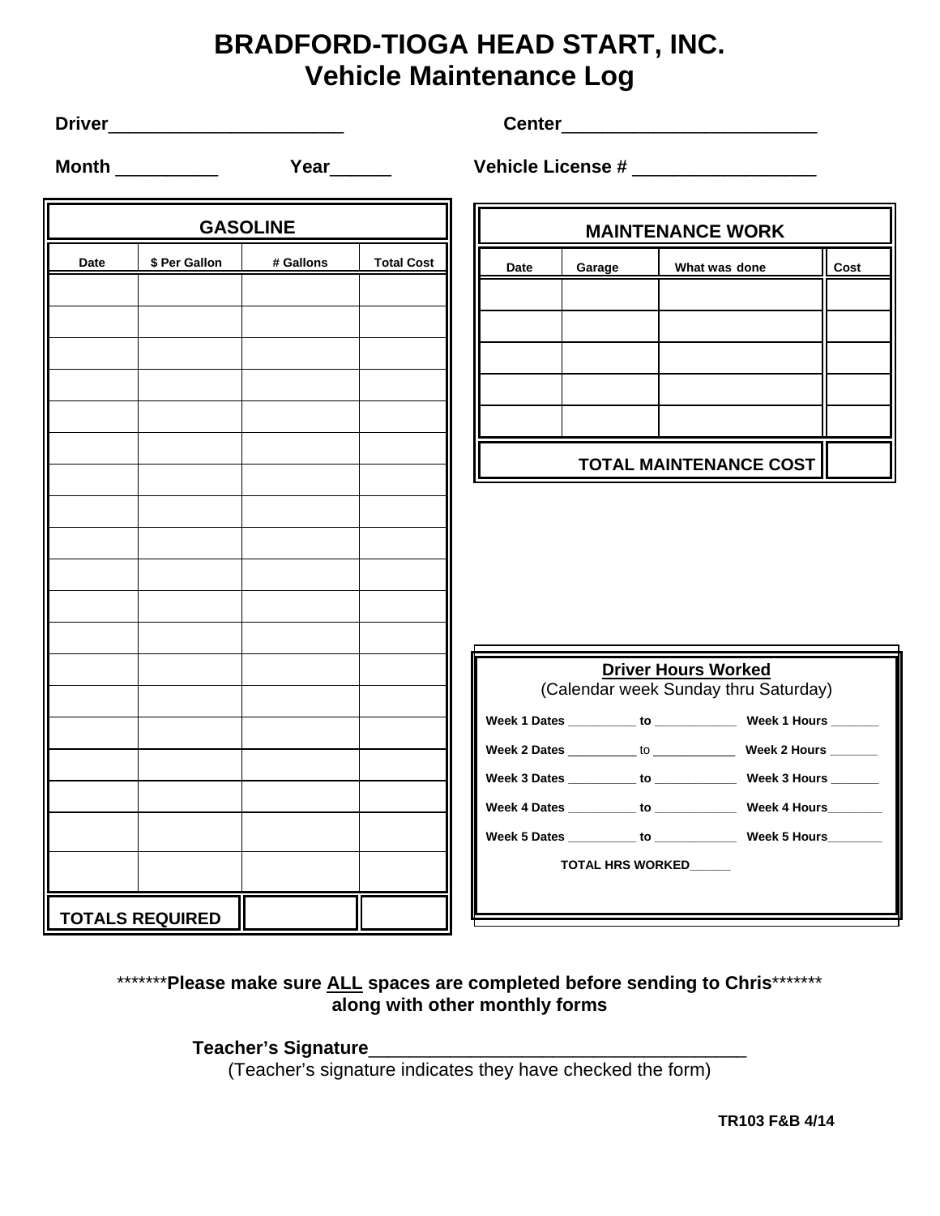# BRADFORD-TIOGA HEAD START, INC.
# Vehicle Maintenance Log

**Driver**_______________________ **Center**________________________

**Month** __________ **Year**______ **Vehicle License #** _________________

| GASOLINE | | | |
|---|---|---|---|
| **Date** | **$ Per Gallon** | **# Gallons** | **Total Cost** |
| | | | |
| | | | |
| | | | |
| | | | |
| | | | |
| | | | |
| | | | |
| | | | |
| | | | |
| | | | |
| | | | |
| | | | |
| | | | |
| | | | |
| | | | |
| | | | |
| | | | |
| | | | |
| | | | |
| **TOTALS REQUIRED** | | | |

| MAINTENANCE WORK | | | |
|---|---|---|---|
| **Date** | **Garage** | **What was done** | **Cost** |
| | | | |
| | | | |
| | | | |
| | | | |
| | | | |
| **TOTAL MAINTENANCE COST** | | | |

**Driver Hours Worked**
(Calendar week Sunday thru Saturday)

**Week 1 Dates** __________ **to** ____________ **Week 1 Hours** _______

**Week 2 Dates** __________ to ____________ **Week 2 Hours** _______

**Week 3 Dates** __________ **to** ____________ **Week 3 Hours** _______

**Week 4 Dates** __________ **to** ____________ **Week 4 Hours**________

**Week 5 Dates** __________ **to** ____________ **Week 5 Hours**________

**TOTAL HRS WORKED**______

*******<strong>Please make sure <u>ALL</u> spaces are completed before sending to Chris</strong>*******
**along with other monthly forms**

**Teacher's Signature**_____________________________________
(Teacher's signature indicates they have checked the form)

**TR103 F&B 4/14**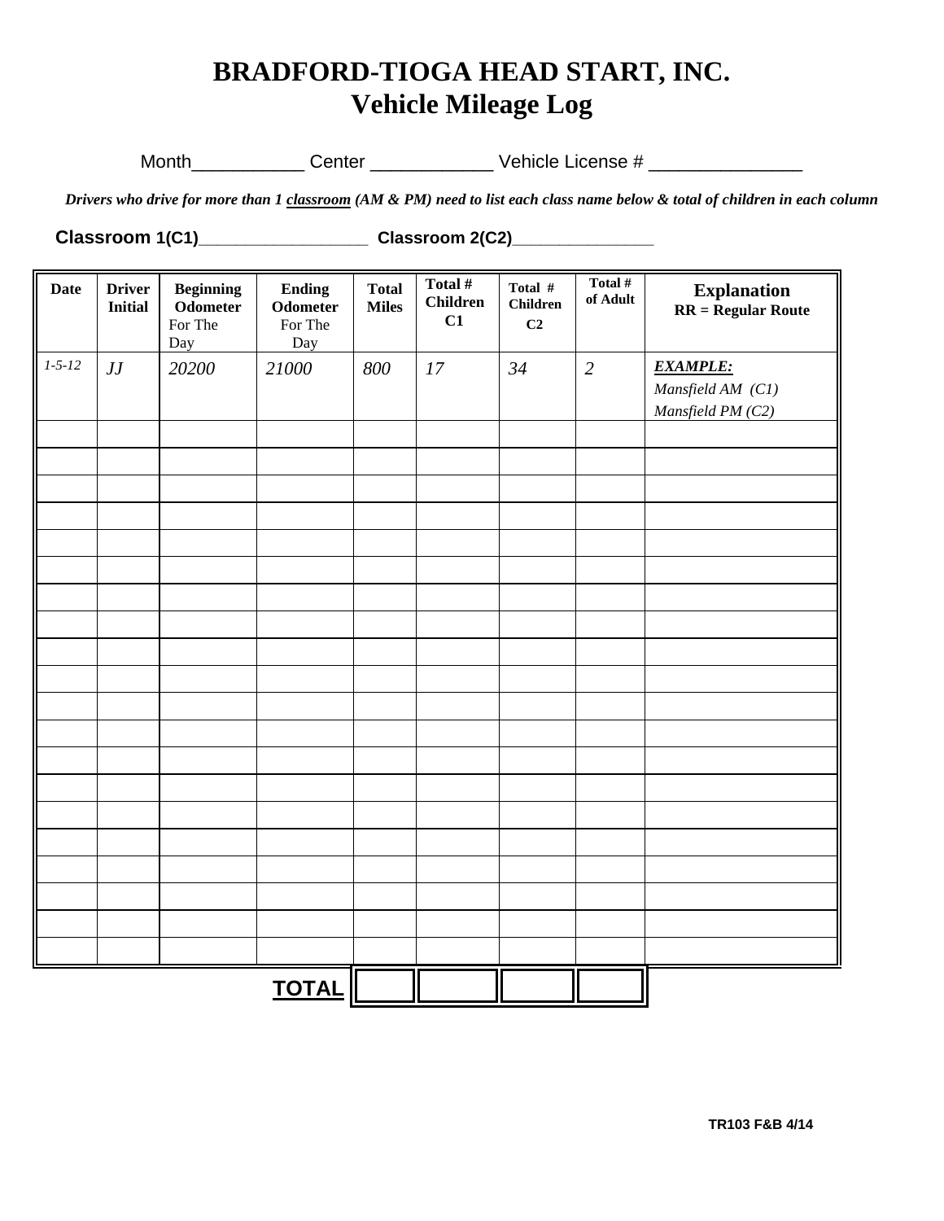# BRADFORD-TIOGA HEAD START, INC.
## Vehicle Mileage Log

Month___________ Center ____________ Vehicle License # _______________

***Drivers who drive for more than 1 classroom (AM & PM) need to list each class name below & total of children in each column***

**Classroom 1(C1)__________________ Classroom 2(C2)_______________**

| Date | Driver Initial | Beginning Odometer For The Day | Ending Odometer For The Day | Total Miles | Total # Children C1 | Total # Children C2 | Total # of Adult | Explanation RR = Regular Route |
|---|---|---|---|---|---|---|---|---|
| *1-5-12* | *JJ* | *20200* | *21000* | *800* | *17* | *34* | *2* | ***EXAMPLE:*** *Mansfield AM (C1)* *Mansfield PM (C2)* |
| | | | | | | | | |
| | | | | | | | | |
| | | | | | | | | |
| | | | | | | | | |
| | | | | | | | | |
| | | | | | | | | |
| | | | | | | | | |
| | | | | | | | | |
| | | | | | | | | |
| | | | | | | | | |
| | | | | | | | | |
| | | | | | | | | |
| | | | | | | | | |
| | | | | | | | | |
| | | | | | | | | |
| | | | | | | | | |
| | | | | | | | | |
| | | | | | | | | |
| | | | | | | | | |
| | | | | | | | | |
| | | | **TOTAL** | | | | | |

TR103 F&B 4/14